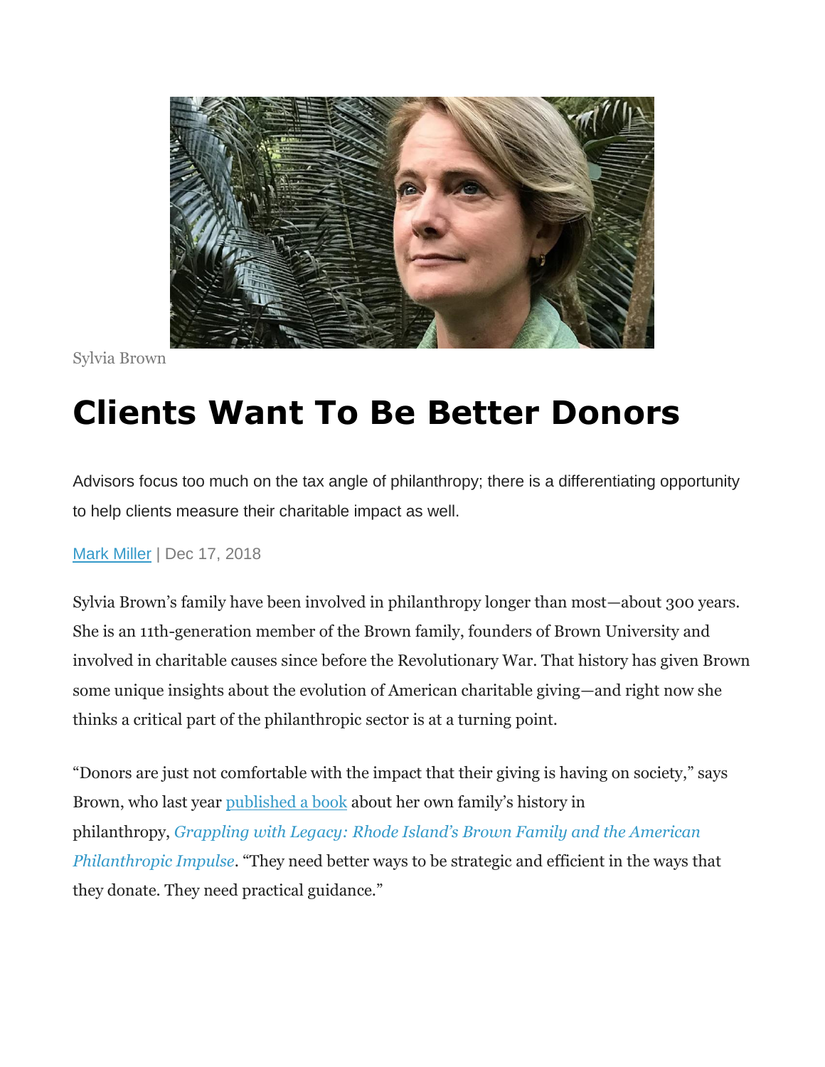Sylvia Brown

# Clients Want To Be Better Donors

Advisors focus too much on the tax angle of philanthropy; there is a differentiating opportunity to help clients measure their charitable impact as well.

Mark Miller | Dec 17, 2018

Sylvia Brown's family have been involved in philanthropy longer than most—about 300 years. She is an 11th-generation member of the Brown family, founders of Brown University and involved in charitable causes since before the Revolutionary War. That history has given Brown some unique insights about the evolution of American charitable giving—and right now she thinks a critical part of the philanthropic sector is at a turning point.

"Donors are just not comfortable with the impact that their giving is having on society," says Brown, who last year published a book about her own family's history in philanthropy, *Grappling with Legacy: Rhode Island's Brown Family and the American Philanthropic Impulse*. "They need better ways to be strategic and efficient in the ways that they donate. They need practical guidance."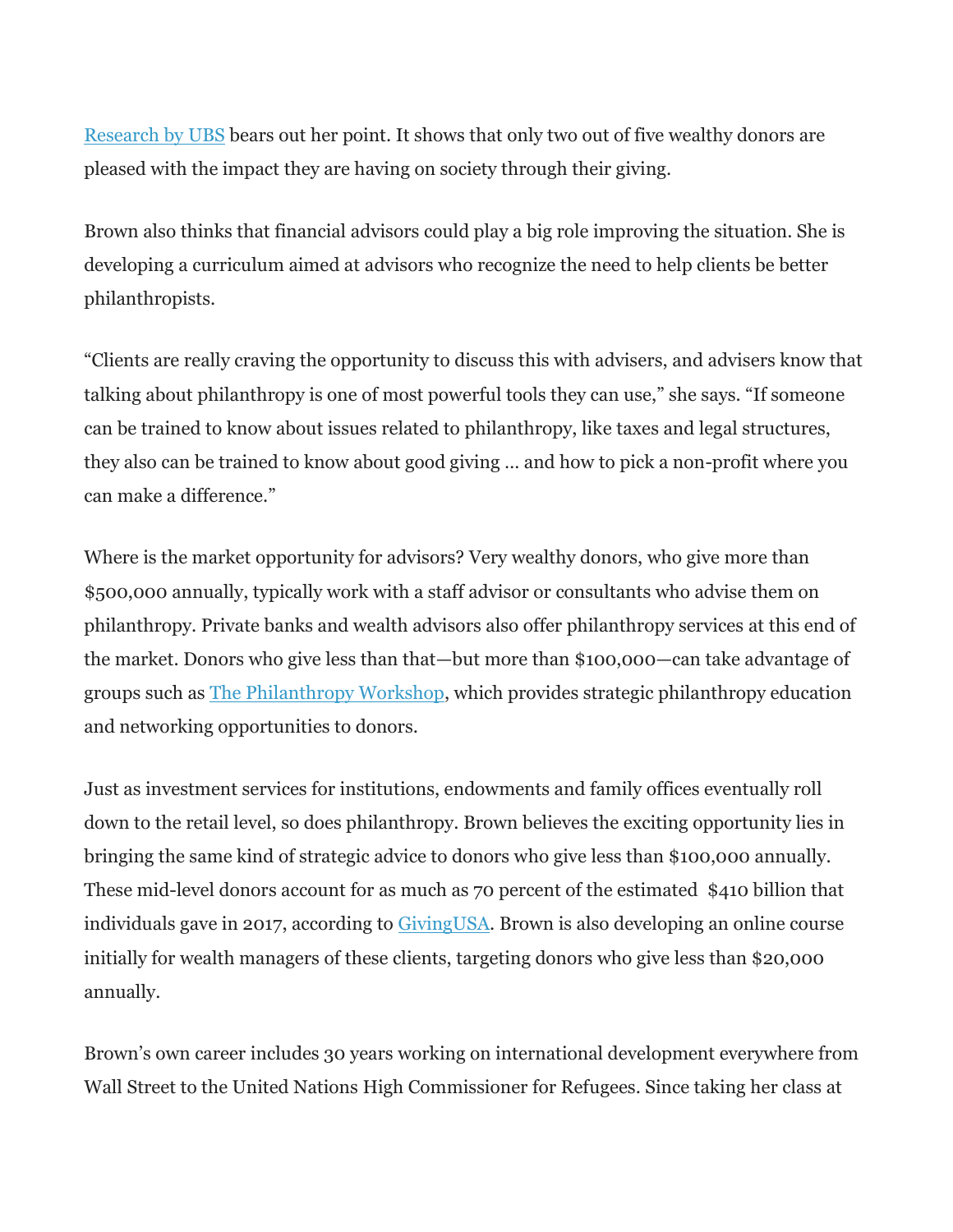[Research by UBS](#) bears out her point. It shows that only two out of five wealthy donors are pleased with the impact they are having on society through their giving.

Brown also thinks that financial advisors could play a big role improving the situation. She is developing a curriculum aimed at advisors who recognize the need to help clients be better philanthropists.

“Clients are really craving the opportunity to discuss this with advisers, and advisers know that talking about philanthropy is one of most powerful tools they can use,” she says. “If someone can be trained to know about issues related to philanthropy, like taxes and legal structures, they also can be trained to know about good giving … and how to pick a non-profit where you can make a difference.”

Where is the market opportunity for advisors? Very wealthy donors, who give more than $500,000 annually, typically work with a staff advisor or consultants who advise them on philanthropy. Private banks and wealth advisors also offer philanthropy services at this end of the market. Donors who give less than that—but more than $100,000—can take advantage of groups such as [The Philanthropy Workshop](#), which provides strategic philanthropy education and networking opportunities to donors.

Just as investment services for institutions, endowments and family offices eventually roll down to the retail level, so does philanthropy. Brown believes the exciting opportunity lies in bringing the same kind of strategic advice to donors who give less than $100,000 annually. These mid-level donors account for as much as 70 percent of the estimated $410 billion that individuals gave in 2017, according to [GivingUSA](#). Brown is also developing an online course initially for wealth managers of these clients, targeting donors who give less than $20,000 annually.

Brown’s own career includes 30 years working on international development everywhere from Wall Street to the United Nations High Commissioner for Refugees. Since taking her class at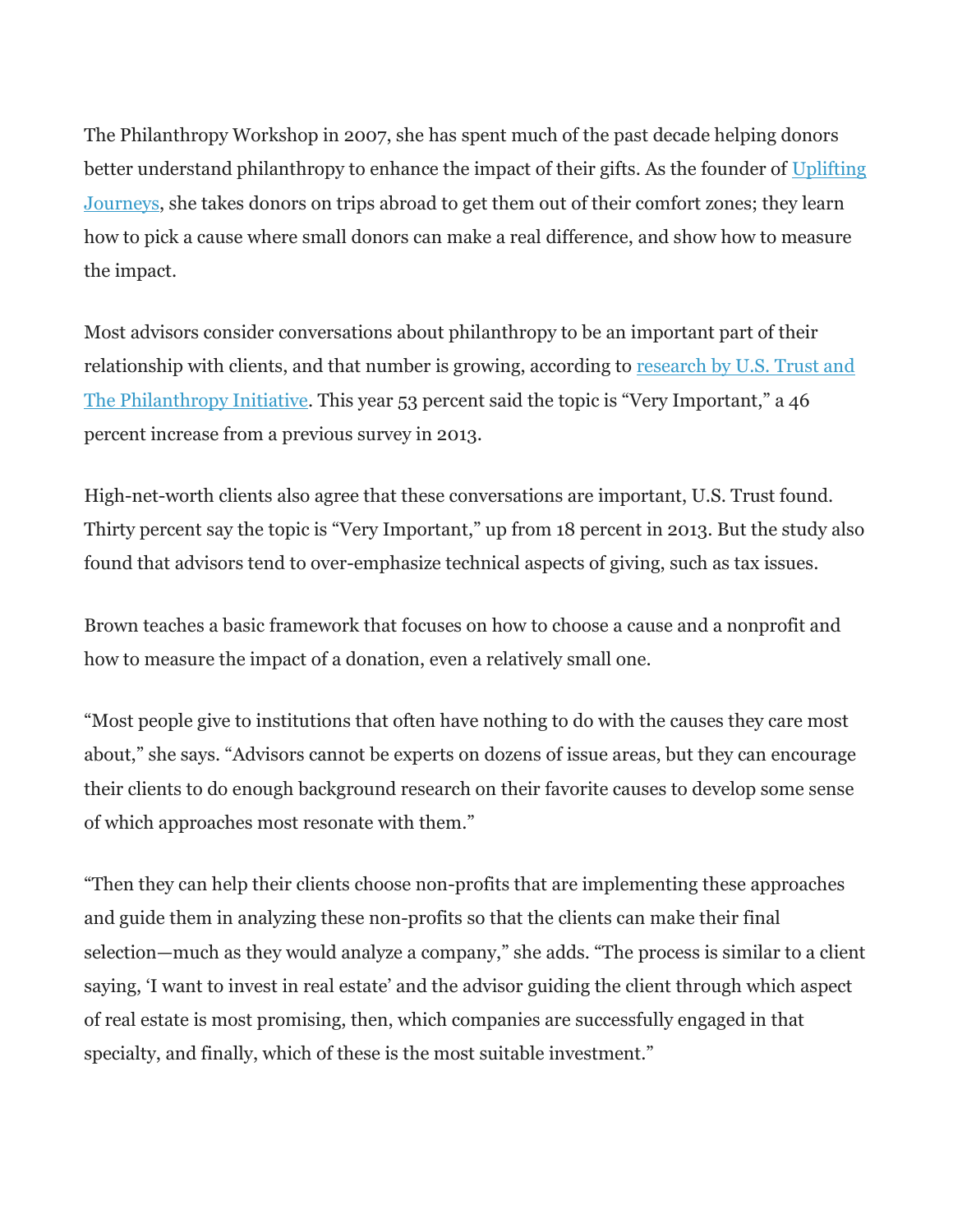The Philanthropy Workshop in 2007, she has spent much of the past decade helping donors better understand philanthropy to enhance the impact of their gifts. As the founder of [Uplifting Journeys](), she takes donors on trips abroad to get them out of their comfort zones; they learn how to pick a cause where small donors can make a real difference, and show how to measure the impact.

Most advisors consider conversations about philanthropy to be an important part of their relationship with clients, and that number is growing, according to [research by U.S. Trust and The Philanthropy Initiative](). This year 53 percent said the topic is "Very Important," a 46 percent increase from a previous survey in 2013.

High-net-worth clients also agree that these conversations are important, U.S. Trust found. Thirty percent say the topic is "Very Important," up from 18 percent in 2013. But the study also found that advisors tend to over-emphasize technical aspects of giving, such as tax issues.

Brown teaches a basic framework that focuses on how to choose a cause and a nonprofit and how to measure the impact of a donation, even a relatively small one.

"Most people give to institutions that often have nothing to do with the causes they care most about," she says. "Advisors cannot be experts on dozens of issue areas, but they can encourage their clients to do enough background research on their favorite causes to develop some sense of which approaches most resonate with them."

"Then they can help their clients choose non-profits that are implementing these approaches and guide them in analyzing these non-profits so that the clients can make their final selection—much as they would analyze a company," she adds. "The process is similar to a client saying, 'I want to invest in real estate' and the advisor guiding the client through which aspect of real estate is most promising, then, which companies are successfully engaged in that specialty, and finally, which of these is the most suitable investment."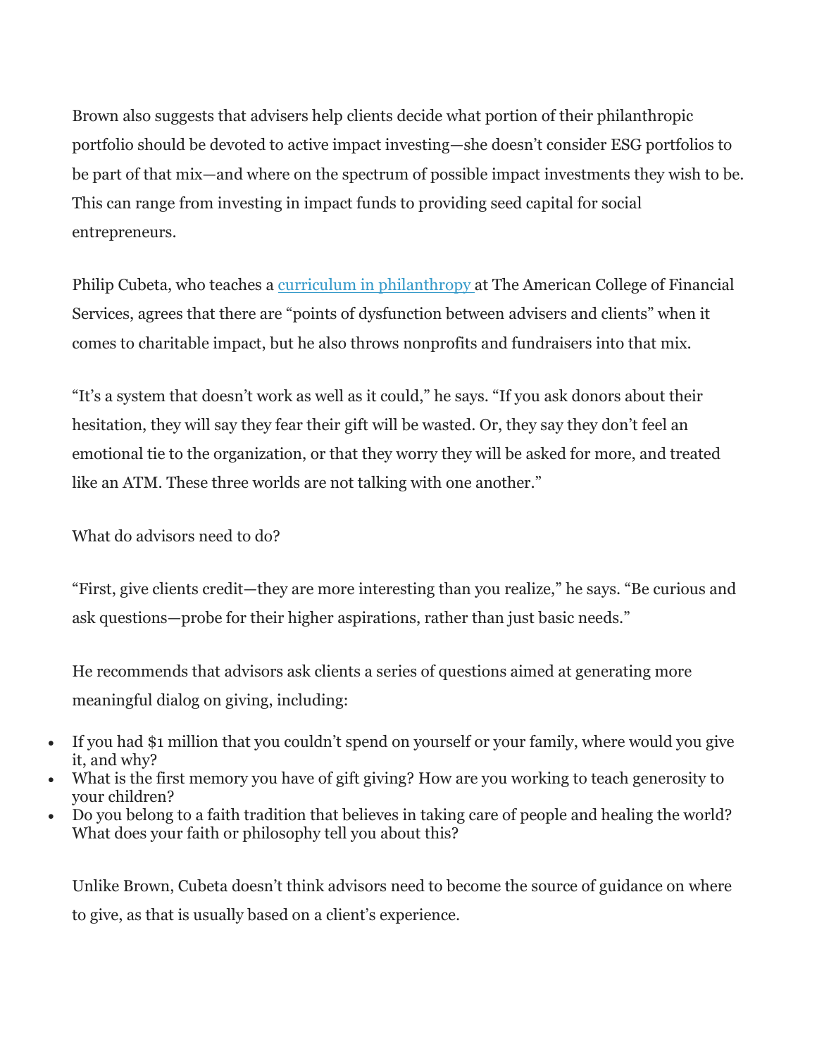Brown also suggests that advisers help clients decide what portion of their philanthropic portfolio should be devoted to active impact investing—she doesn't consider ESG portfolios to be part of that mix—and where on the spectrum of possible impact investments they wish to be. This can range from investing in impact funds to providing seed capital for social entrepreneurs.

Philip Cubeta, who teaches a [curriculum in philanthropy](#) at The American College of Financial Services, agrees that there are "points of dysfunction between advisers and clients" when it comes to charitable impact, but he also throws nonprofits and fundraisers into that mix.

"It's a system that doesn't work as well as it could," he says. "If you ask donors about their hesitation, they will say they fear their gift will be wasted. Or, they say they don't feel an emotional tie to the organization, or that they worry they will be asked for more, and treated like an ATM. These three worlds are not talking with one another."

What do advisors need to do?

"First, give clients credit—they are more interesting than you realize," he says. "Be curious and ask questions—probe for their higher aspirations, rather than just basic needs."

He recommends that advisors ask clients a series of questions aimed at generating more meaningful dialog on giving, including:

- If you had $1 million that you couldn't spend on yourself or your family, where would you give it, and why?
- What is the first memory you have of gift giving? How are you working to teach generosity to your children?
- Do you belong to a faith tradition that believes in taking care of people and healing the world? What does your faith or philosophy tell you about this?

Unlike Brown, Cubeta doesn't think advisors need to become the source of guidance on where to give, as that is usually based on a client's experience.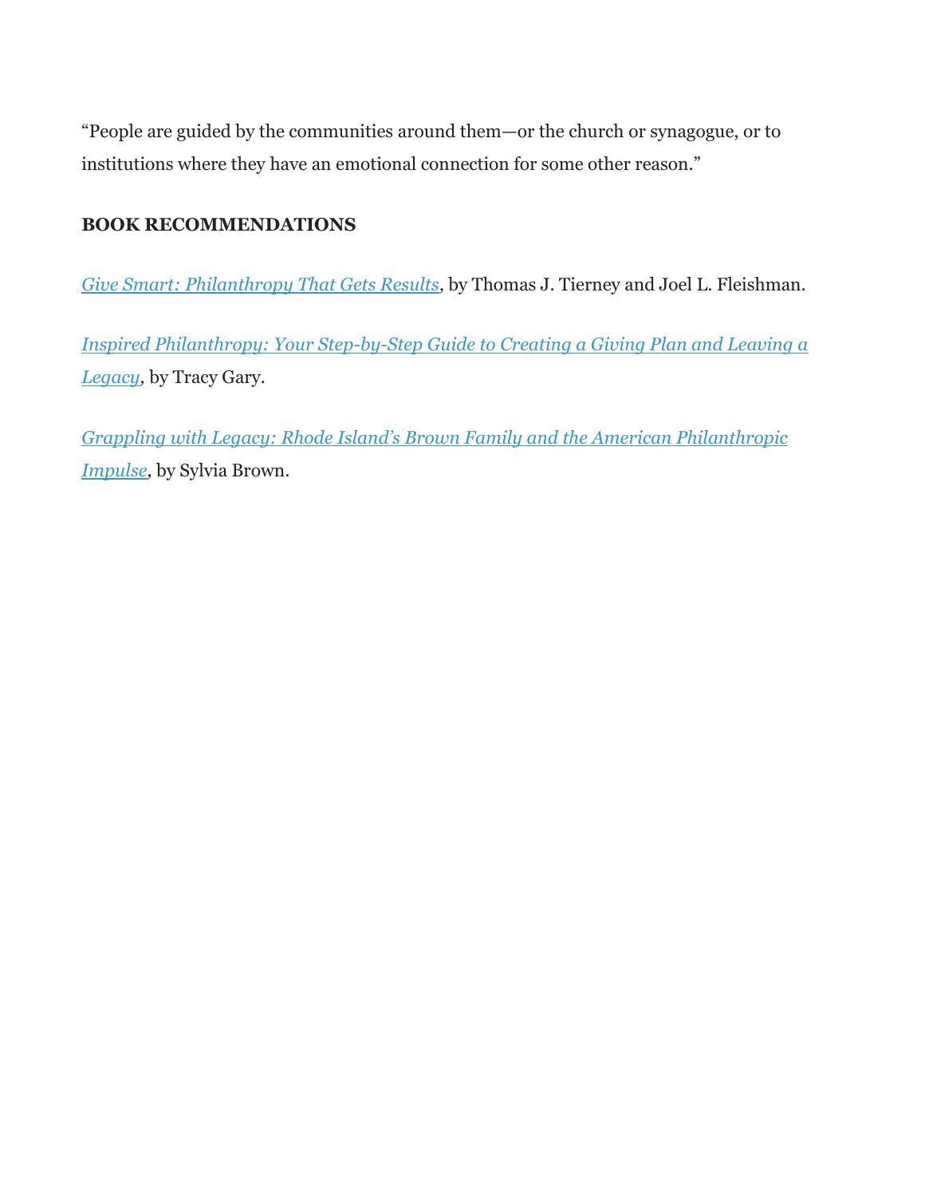"People are guided by the communities around them—or the church or synagogue, or to institutions where they have an emotional connection for some other reason."

**BOOK RECOMMENDATIONS**

*Give Smart: Philanthropy That Gets Results*, by Thomas J. Tierney and Joel L. Fleishman.

*Inspired Philanthropy: Your Step-by-Step Guide to Creating a Giving Plan and Leaving a Legacy*, by Tracy Gary.

*Grappling with Legacy: Rhode Island's Brown Family and the American Philanthropic Impulse*, by Sylvia Brown.